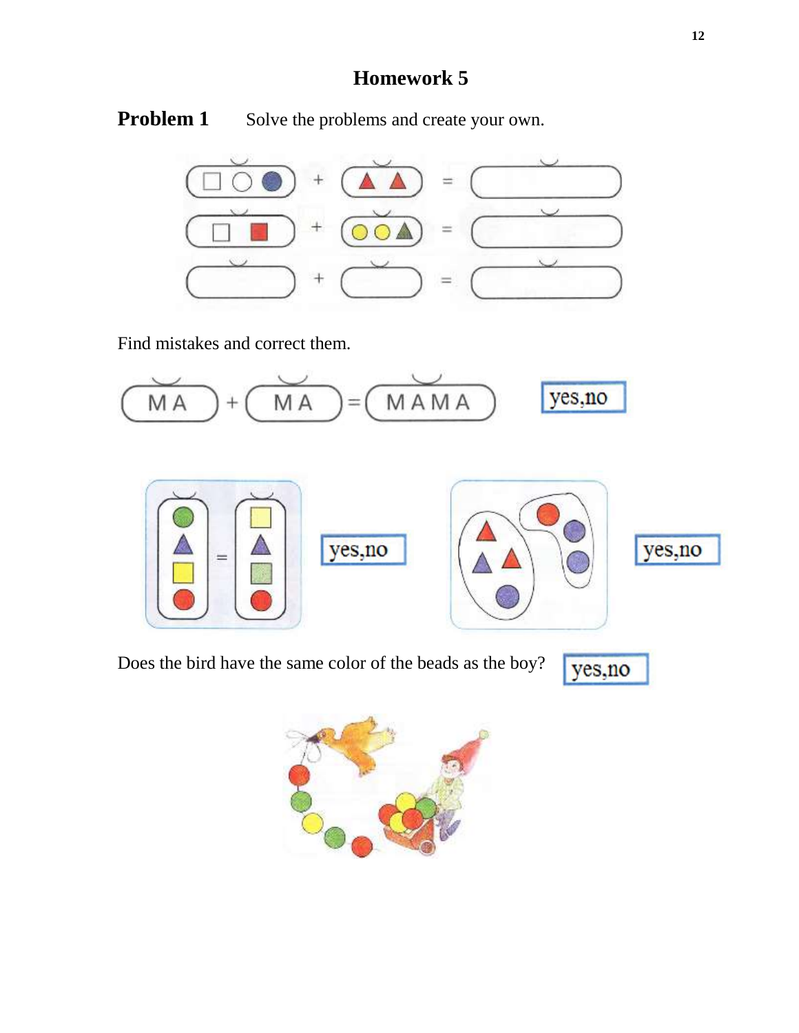# Homework 5

**Problem 1** Solve the problems and create your own.

Find mistakes and correct them.

MA + MA = MAMA

yes,no

yes,no

yes,no

Does the bird have the same color of the beads as the boy?

yes,no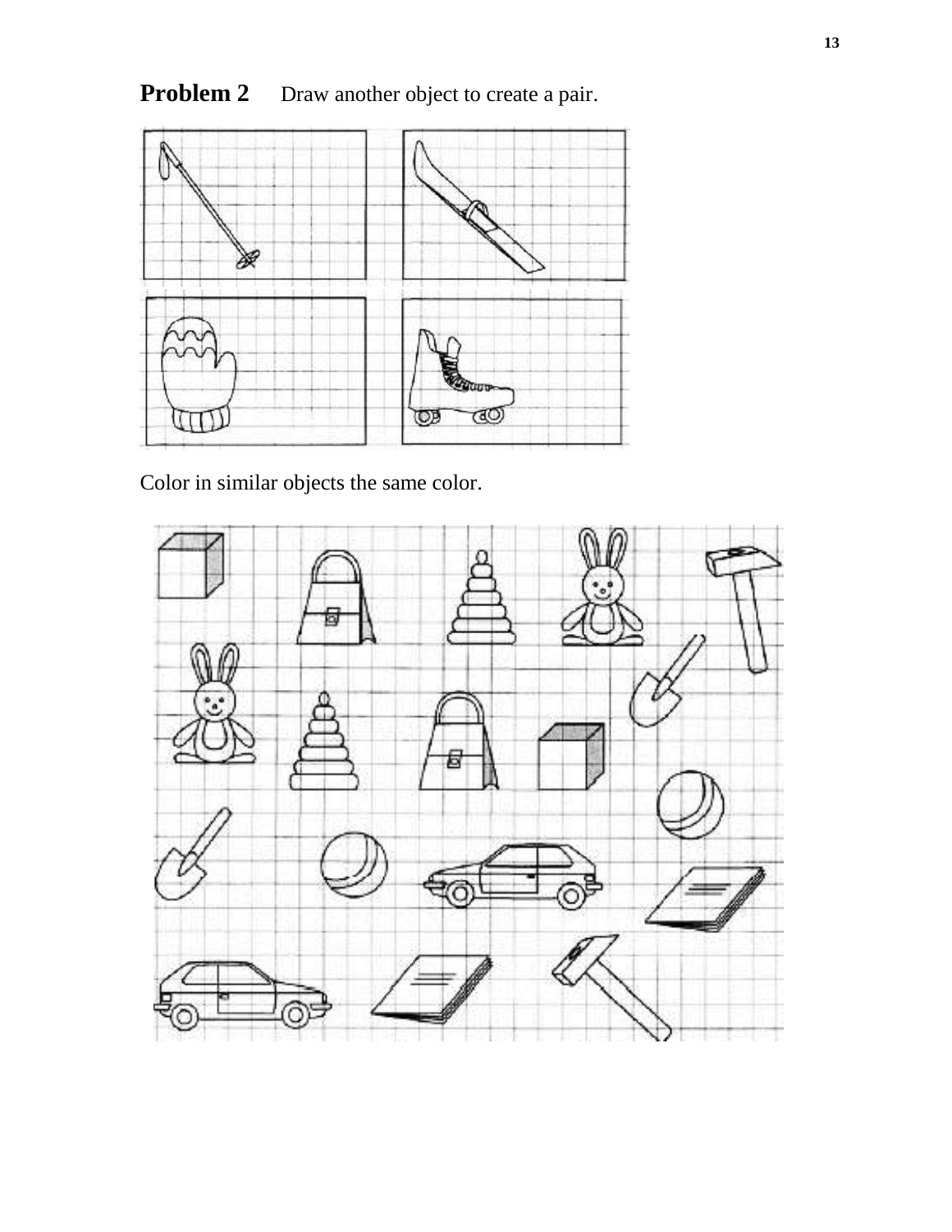**Problem 2** Draw another object to create a pair.

Color in similar objects the same color.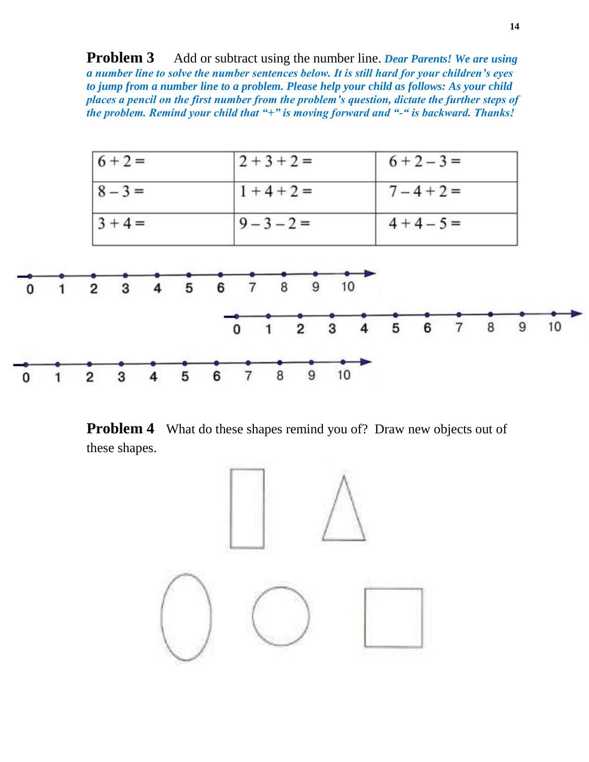**Problem 3** Add or subtract using the number line. ***Dear Parents! We are using a number line to solve the number sentences below. It is still hard for your children's eyes to jump from a number line to a problem. Please help your child as follows: As your child places a pencil on the first number from the problem's question, dictate the further steps of the problem. Remind your child that "+" is moving forward and "-" is backward. Thanks!***

| | | |
|---|---|---|
| $6+2=$ | $2+3+2=$ | $6+2-3=$ |
| $8-3=$ | $1+4+2=$ | $7-4+2=$ |
| $3+4=$ | $9-3-2=$ | $4+4-5=$ |

0 1 2 3 4 5 6 7 8 9 10

0 1 2 3 4 5 6 7 8 9 10

0 1 2 3 4 5 6 7 8 9 10

**Problem 4** What do these shapes remind you of? Draw new objects out of these shapes.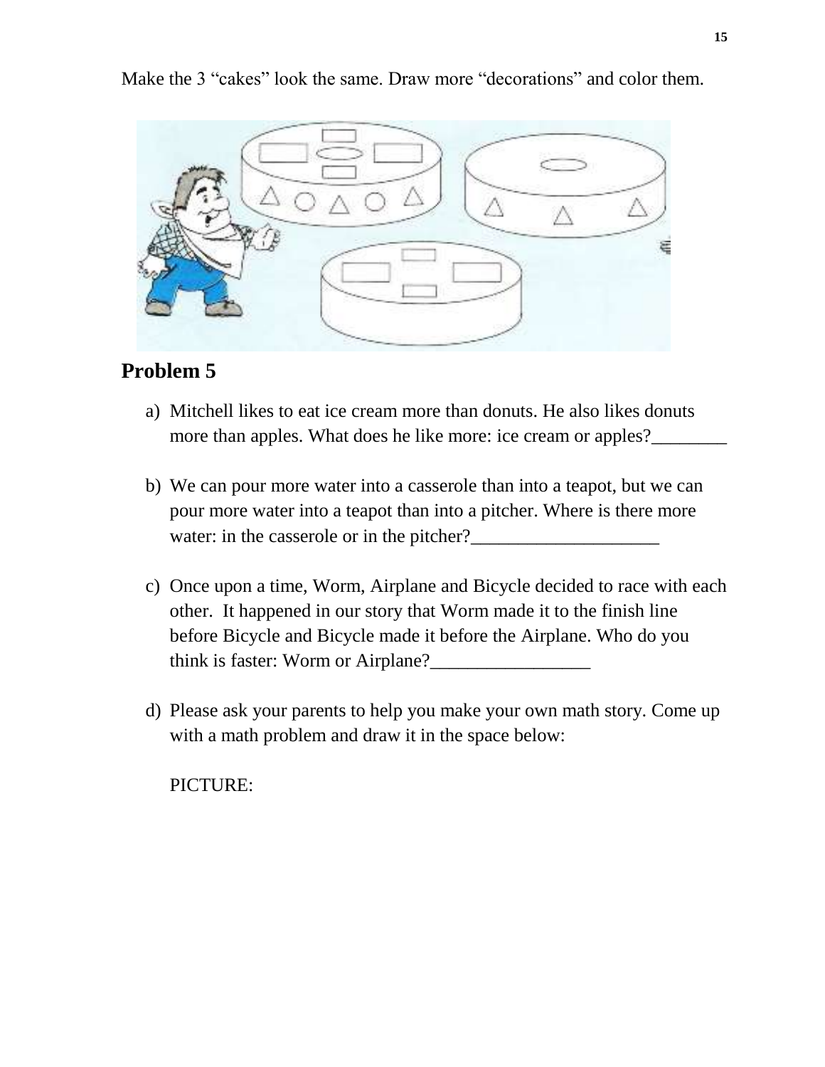Make the 3 "cakes" look the same. Draw more "decorations" and color them.

## Problem 5

a) Mitchell likes to eat ice cream more than donuts. He also likes donuts more than apples. What does he like more: ice cream or apples?________

b) We can pour more water into a casserole than into a teapot, but we can pour more water into a teapot than into a pitcher. Where is there more water: in the casserole or in the pitcher?____________________

c) Once upon a time, Worm, Airplane and Bicycle decided to race with each other. It happened in our story that Worm made it to the finish line before Bicycle and Bicycle made it before the Airplane. Who do you think is faster: Worm or Airplane?_________________

d) Please ask your parents to help you make your own math story. Come up with a math problem and draw it in the space below:

PICTURE: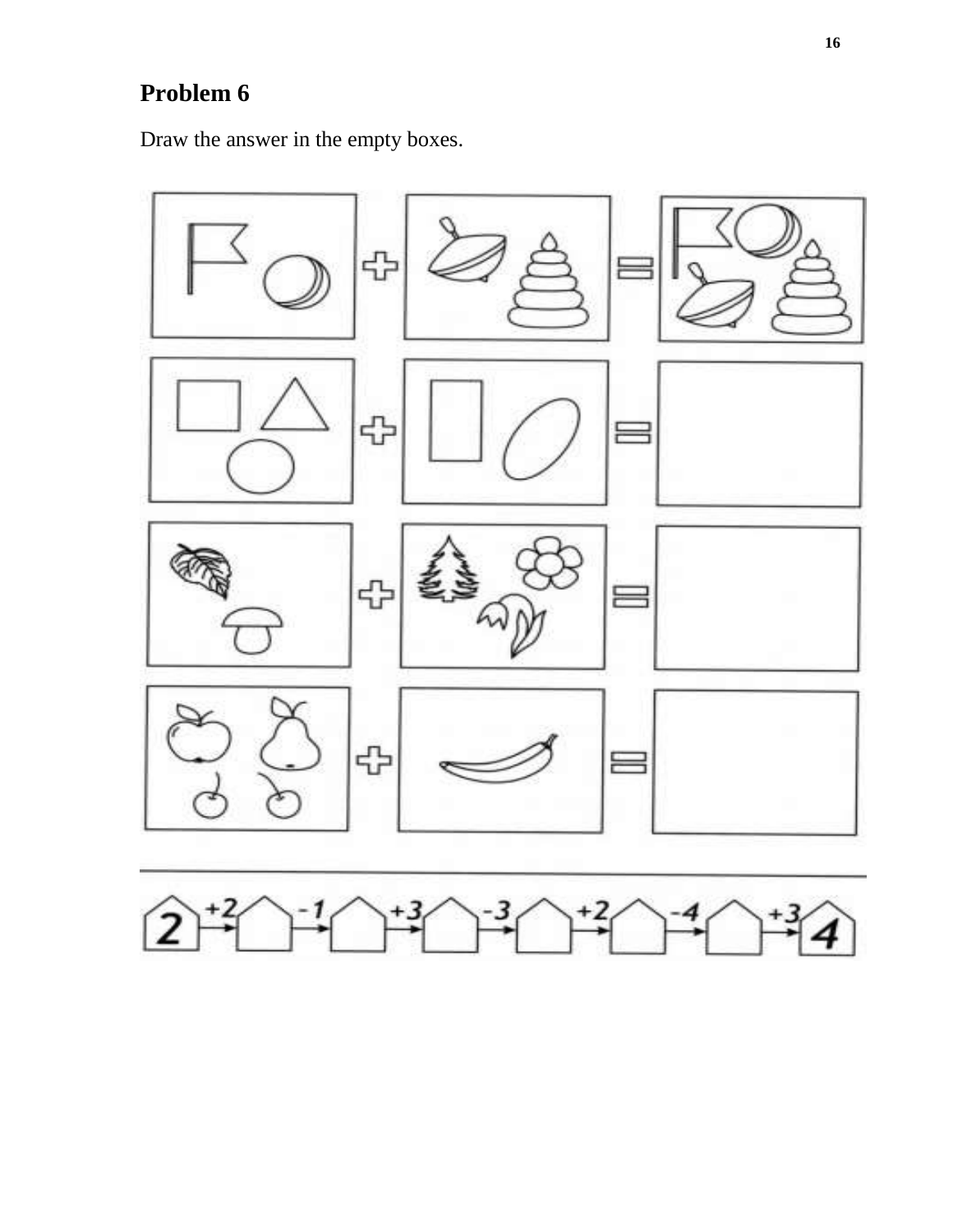## Problem 6

Draw the answer in the empty boxes.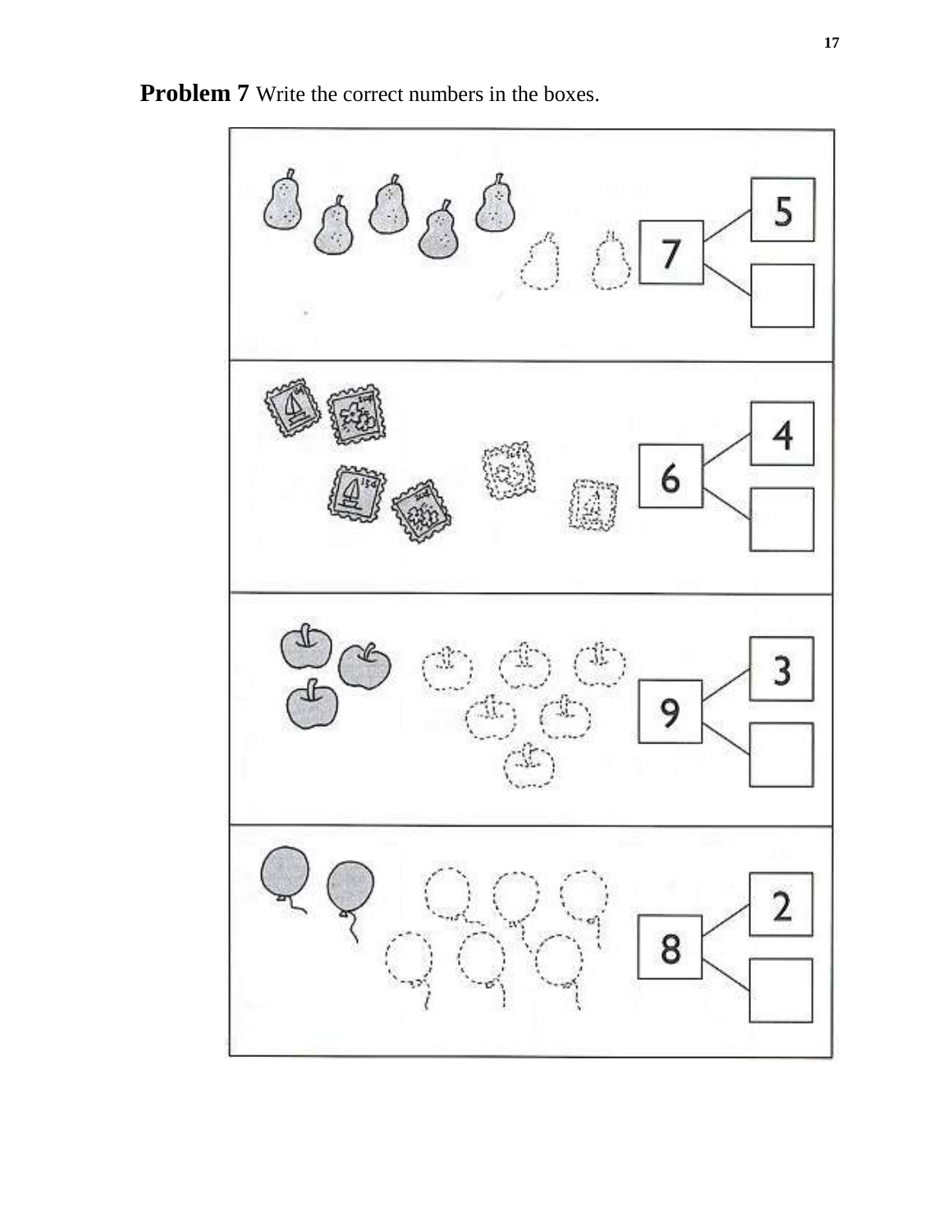**Problem 7** Write the correct numbers in the boxes.

7 → 5, [ ]

6 → 4, [ ]

9 → 3, [ ]

8 → 2, [ ]